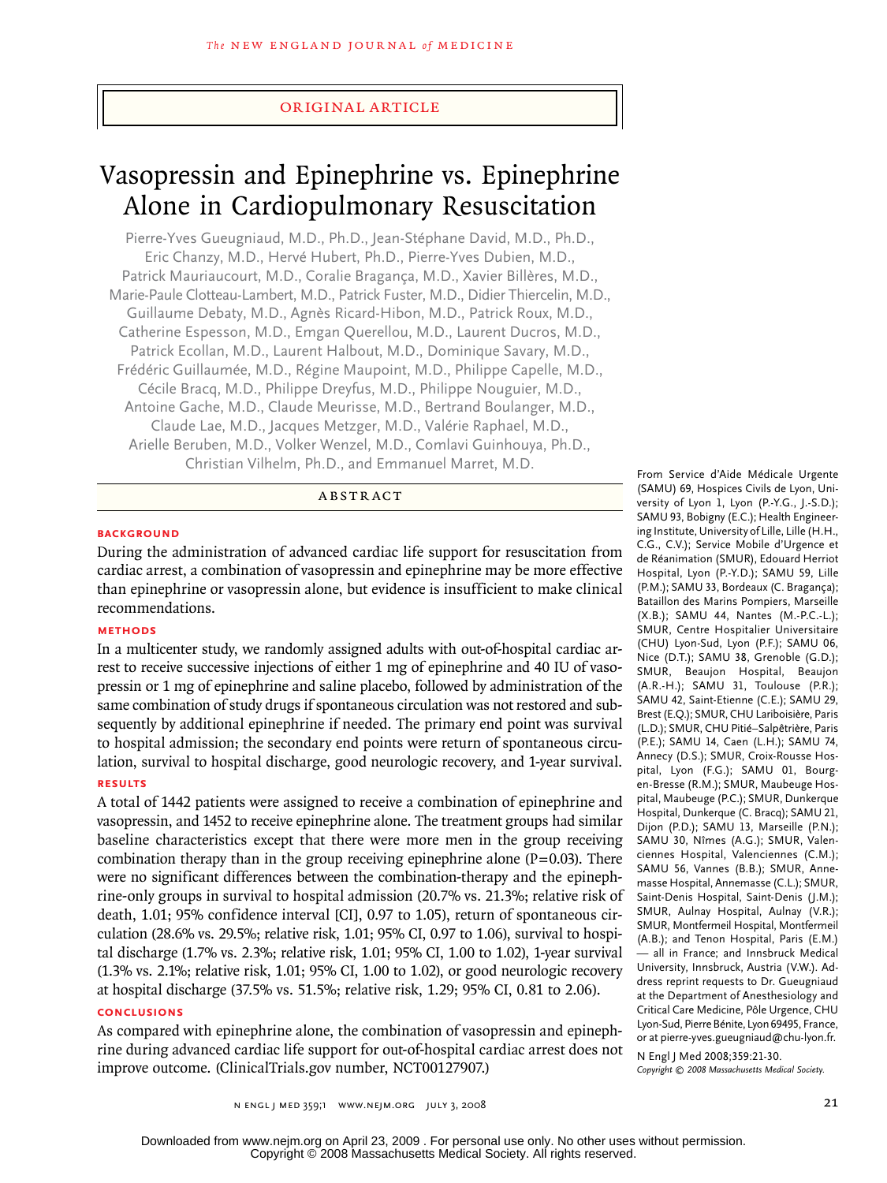ORIGINAL ARTICLE

# Vasopressin and Epinephrine vs. Epinephrine Alone in Cardiopulmonary Resuscitation

Pierre-Yves Gueugniaud, M.D., Ph.D., Jean-Stéphane David, M.D., Ph.D., Eric Chanzy, M.D., Hervé Hubert, Ph.D., Pierre-Yves Dubien, M.D., Patrick Mauriaucourt, M.D., Coralie Bragança, M.D., Xavier Billères, M.D., Marie-Paule Clotteau-Lambert, M.D., Patrick Fuster, M.D., Didier Thiercelin, M.D., Guillaume Debaty, M.D., Agnès Ricard-Hibon, M.D., Patrick Roux, M.D., Catherine Espesson, M.D., Emgan Querellou, M.D., Laurent Ducros, M.D., Patrick Ecollan, M.D., Laurent Halbout, M.D., Dominique Savary, M.D., Frédéric Guillaumée, M.D., Régine Maupoint, M.D., Philippe Capelle, M.D., Cécile Bracq, M.D., Philippe Dreyfus, M.D., Philippe Nouguier, M.D., Antoine Gache, M.D., Claude Meurisse, M.D., Bertrand Boulanger, M.D., Claude Lae, M.D., Jacques Metzger, M.D., Valérie Raphael, M.D., Arielle Beruben, M.D., Volker Wenzel, M.D., Comlavi Guinhouya, Ph.D., Christian Vilhelm, Ph.D., and Emmanuel Marret, M.D.

## ABSTRACT

### BACKGROUND

During the administration of advanced cardiac life support for resuscitation from cardiac arrest, a combination of vasopressin and epinephrine may be more effective than epinephrine or vasopressin alone, but evidence is insufficient to make clinical recommendations.

### METHODS

In a multicenter study, we randomly assigned adults with out-of-hospital cardiac arrest to receive successive injections of either 1 mg of epinephrine and 40 IU of vasopressin or 1 mg of epinephrine and saline placebo, followed by administration of the same combination of study drugs if spontaneous circulation was not restored and subsequently by additional epinephrine if needed. The primary end point was survival to hospital admission; the secondary end points were return of spontaneous circulation, survival to hospital discharge, good neurologic recovery, and 1-year survival.

### RESULTS

A total of 1442 patients were assigned to receive a combination of epinephrine and vasopressin, and 1452 to receive epinephrine alone. The treatment groups had similar baseline characteristics except that there were more men in the group receiving combination therapy than in the group receiving epinephrine alone ($P=0.03$). There were no significant differences between the combination-therapy and the epinephrine-only groups in survival to hospital admission (20.7% vs. 21.3%; relative risk of death, 1.01; 95% confidence interval [CI], 0.97 to 1.05), return of spontaneous circulation (28.6% vs. 29.5%; relative risk, 1.01; 95% CI, 0.97 to 1.06), survival to hospital discharge (1.7% vs. 2.3%; relative risk, 1.01; 95% CI, 1.00 to 1.02), 1-year survival (1.3% vs. 2.1%; relative risk, 1.01; 95% CI, 1.00 to 1.02), or good neurologic recovery at hospital discharge (37.5% vs. 51.5%; relative risk, 1.29; 95% CI, 0.81 to 2.06).

### CONCLUSIONS

As compared with epinephrine alone, the combination of vasopressin and epinephrine during advanced cardiac life support for out-of-hospital cardiac arrest does not improve outcome. (ClinicalTrials.gov number, NCT00127907.)

From Service d'Aide Médicale Urgente (SAMU) 69, Hospices Civils de Lyon, University of Lyon 1, Lyon (P.-Y.G., J.-S.D.); SAMU 93, Bobigny (E.C.); Health Engineering Institute, University of Lille, Lille (H.H., C.G., C.V.); Service Mobile d'Urgence et de Réanimation (SMUR), Edouard Herriot Hospital, Lyon (P.-Y.D.); SAMU 59, Lille (P.M.); SAMU 33, Bordeaux (C. Bragança); Bataillon des Marins Pompiers, Marseille (X.B.); SAMU 44, Nantes (M.-P.C.-L.); SMUR, Centre Hospitalier Universitaire (CHU) Lyon-Sud, Lyon (P.F.); SAMU 06, Nice (D.T.); SAMU 38, Grenoble (G.D.); SMUR, Beaujon Hospital, Beaujon (A.R.-H.); SAMU 31, Toulouse (P.R.); SAMU 42, Saint-Etienne (C.E.); SAMU 29, Brest (E.Q.); SMUR, CHU Lariboisière, Paris (L.D.); SMUR, CHU Pitié–Salpêtrière, Paris (P.E.); SAMU 14, Caen (L.H.); SAMU 74, Annecy (D.S.); SMUR, Croix-Rousse Hospital, Lyon (F.G.); SAMU 01, Bourg-en-Bresse (R.M.); SMUR, Maubeuge Hospital, Maubeuge (P.C.); SMUR, Dunkerque Hospital, Dunkerque (C. Bracq); SAMU 21, Dijon (P.D.); SAMU 13, Marseille (P.N.); SAMU 30, Nîmes (A.G.); SMUR, Valenciennes Hospital, Valenciennes (C.M.); SAMU 56, Vannes (B.B.); SMUR, Annemasse Hospital, Annemasse (C.L.); SMUR, Saint-Denis Hospital, Saint-Denis (J.M.); SMUR, Aulnay Hospital, Aulnay (V.R.); SMUR, Montfermeil Hospital, Montfermeil (A.B.); and Tenon Hospital, Paris (E.M.) — all in France; and Innsbruck Medical University, Innsbruck, Austria (V.W.). Address reprint requests to Dr. Gueugniaud at the Department of Anesthesiology and Critical Care Medicine, Pôle Urgence, CHU Lyon-Sud, Pierre Bénite, Lyon 69495, France, or at pierre-yves.gueugniaud@chu-lyon.fr.

N Engl J Med 2008;359:21-30.
*Copyright © 2008 Massachusetts Medical Society.*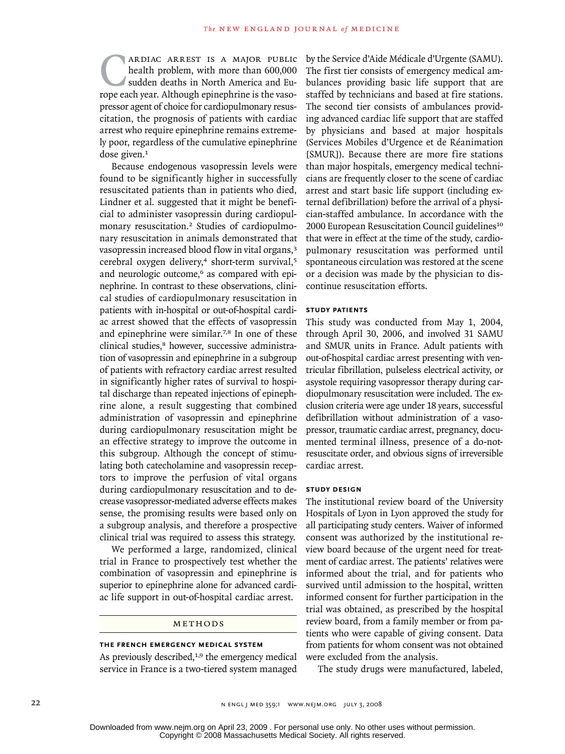Cardiac arrest is a major public health problem, with more than 600,000 sudden deaths in North America and Europe each year. Although epinephrine is the vasopressor agent of choice for cardiopulmonary resuscitation, the prognosis of patients with cardiac arrest who require epinephrine remains extremely poor, regardless of the cumulative epinephrine dose given.[1]

Because endogenous vasopressin levels were found to be significantly higher in successfully resuscitated patients than in patients who died, Lindner et al. suggested that it might be beneficial to administer vasopressin during cardiopulmonary resuscitation.[2] Studies of cardiopulmonary resuscitation in animals demonstrated that vasopressin increased blood flow in vital organs,[3] cerebral oxygen delivery,[4] short-term survival,[5] and neurologic outcome,[6] as compared with epinephrine. In contrast to these observations, clinical studies of cardiopulmonary resuscitation in patients with in-hospital or out-of-hospital cardiac arrest showed that the effects of vasopressin and epinephrine were similar.[7,8] In one of these clinical studies,[8] however, successive administration of vasopressin and epinephrine in a subgroup of patients with refractory cardiac arrest resulted in significantly higher rates of survival to hospital discharge than repeated injections of epinephrine alone, a result suggesting that combined administration of vasopressin and epinephrine during cardiopulmonary resuscitation might be an effective strategy to improve the outcome in this subgroup. Although the concept of stimulating both catecholamine and vasopressin receptors to improve the perfusion of vital organs during cardiopulmonary resuscitation and to decrease vasopressor-mediated adverse effects makes sense, the promising results were based only on a subgroup analysis, and therefore a prospective clinical trial was required to assess this strategy.

We performed a large, randomized, clinical trial in France to prospectively test whether the combination of vasopressin and epinephrine is superior to epinephrine alone for advanced cardiac life support in out-of-hospital cardiac arrest.

## Methods

### The French Emergency Medical System

As previously described,[1,9] the emergency medical service in France is a two-tiered system managed by the Service d'Aide Médicale d'Urgente (SAMU). The first tier consists of emergency medical ambulances providing basic life support that are staffed by technicians and based at fire stations. The second tier consists of ambulances providing advanced cardiac life support that are staffed by physicians and based at major hospitals (Services Mobiles d'Urgence et de Réanimation [SMUR]). Because there are more fire stations than major hospitals, emergency medical technicians are frequently closer to the scene of cardiac arrest and start basic life support (including external defibrillation) before the arrival of a physician-staffed ambulance. In accordance with the 2000 European Resuscitation Council guidelines[10] that were in effect at the time of the study, cardiopulmonary resuscitation was performed until spontaneous circulation was restored at the scene or a decision was made by the physician to discontinue resuscitation efforts.

### Study Patients

This study was conducted from May 1, 2004, through April 30, 2006, and involved 31 SAMU and SMUR units in France. Adult patients with out-of-hospital cardiac arrest presenting with ventricular fibrillation, pulseless electrical activity, or asystole requiring vasopressor therapy during cardiopulmonary resuscitation were included. The exclusion criteria were age under 18 years, successful defibrillation without administration of a vasopressor, traumatic cardiac arrest, pregnancy, documented terminal illness, presence of a do-not-resuscitate order, and obvious signs of irreversible cardiac arrest.

### Study Design

The institutional review board of the University Hospitals of Lyon in Lyon approved the study for all participating study centers. Waiver of informed consent was authorized by the institutional review board because of the urgent need for treatment of cardiac arrest. The patients' relatives were informed about the trial, and for patients who survived until admission to the hospital, written informed consent for further participation in the trial was obtained, as prescribed by the hospital review board, from a family member or from patients who were capable of giving consent. Data from patients for whom consent was not obtained were excluded from the analysis.

The study drugs were manufactured, labeled,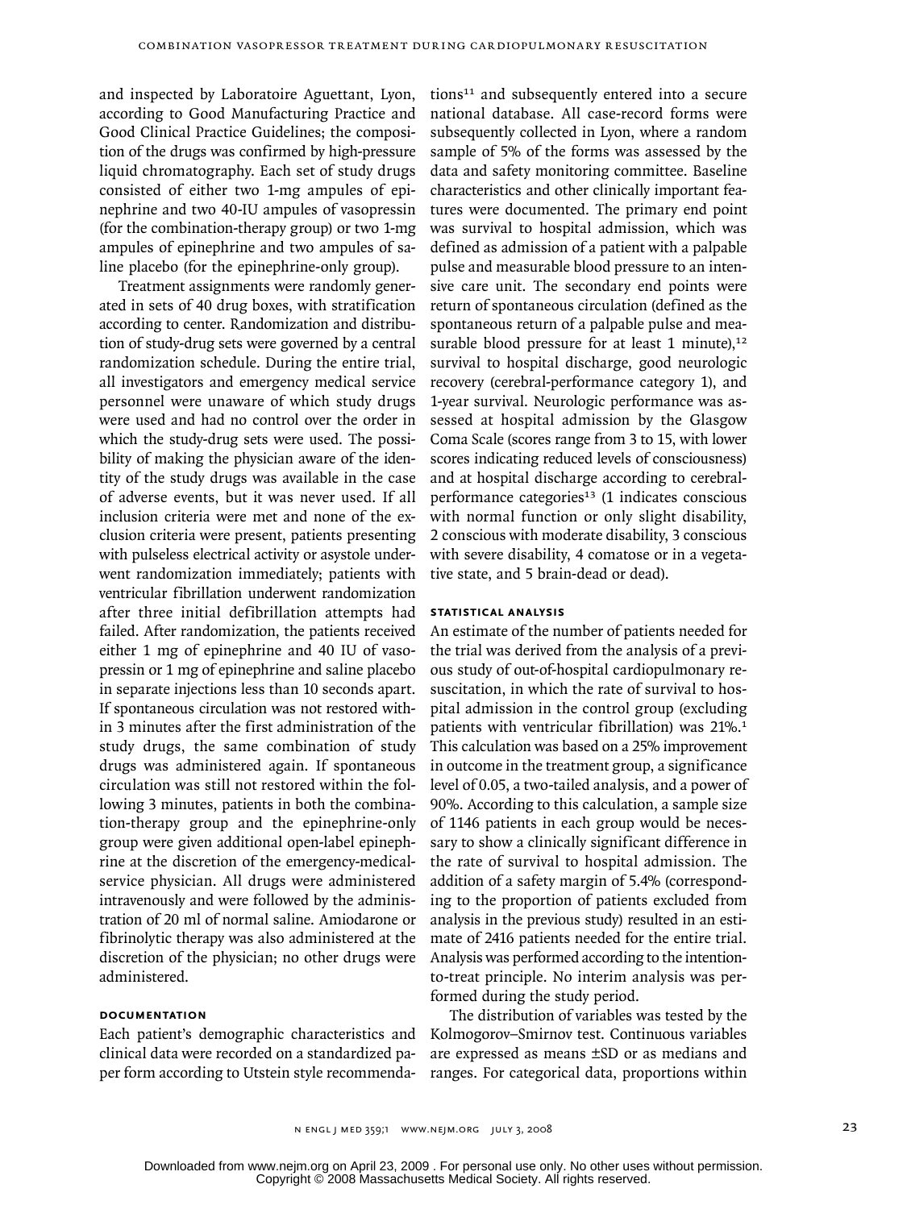and inspected by Laboratoire Aguettant, Lyon, according to Good Manufacturing Practice and Good Clinical Practice Guidelines; the composition of the drugs was confirmed by high-pressure liquid chromatography. Each set of study drugs consisted of either two 1-mg ampules of epinephrine and two 40-IU ampules of vasopressin (for the combination-therapy group) or two 1-mg ampules of epinephrine and two ampules of saline placebo (for the epinephrine-only group).

Treatment assignments were randomly generated in sets of 40 drug boxes, with stratification according to center. Randomization and distribution of study-drug sets were governed by a central randomization schedule. During the entire trial, all investigators and emergency medical service personnel were unaware of which study drugs were used and had no control over the order in which the study-drug sets were used. The possibility of making the physician aware of the identity of the study drugs was available in the case of adverse events, but it was never used. If all inclusion criteria were met and none of the exclusion criteria were present, patients presenting with pulseless electrical activity or asystole underwent randomization immediately; patients with ventricular fibrillation underwent randomization after three initial defibrillation attempts had failed. After randomization, the patients received either 1 mg of epinephrine and 40 IU of vasopressin or 1 mg of epinephrine and saline placebo in separate injections less than 10 seconds apart. If spontaneous circulation was not restored within 3 minutes after the first administration of the study drugs, the same combination of study drugs was administered again. If spontaneous circulation was still not restored within the following 3 minutes, patients in both the combination-therapy group and the epinephrine-only group were given additional open-label epinephrine at the discretion of the emergency-medical-service physician. All drugs were administered intravenously and were followed by the administration of 20 ml of normal saline. Amiodarone or fibrinolytic therapy was also administered at the discretion of the physician; no other drugs were administered.

### DOCUMENTATION

Each patient's demographic characteristics and clinical data were recorded on a standardized paper form according to Utstein style recommendations[11] and subsequently entered into a secure national database. All case-record forms were subsequently collected in Lyon, where a random sample of 5% of the forms was assessed by the data and safety monitoring committee. Baseline characteristics and other clinically important features were documented. The primary end point was survival to hospital admission, which was defined as admission of a patient with a palpable pulse and measurable blood pressure to an intensive care unit. The secondary end points were return of spontaneous circulation (defined as the spontaneous return of a palpable pulse and measurable blood pressure for at least 1 minute),[12] survival to hospital discharge, good neurologic recovery (cerebral-performance category 1), and 1-year survival. Neurologic performance was assessed at hospital admission by the Glasgow Coma Scale (scores range from 3 to 15, with lower scores indicating reduced levels of consciousness) and at hospital discharge according to cerebral-performance categories[13] (1 indicates conscious with normal function or only slight disability, 2 conscious with moderate disability, 3 conscious with severe disability, 4 comatose or in a vegetative state, and 5 brain-dead or dead).

### STATISTICAL ANALYSIS

An estimate of the number of patients needed for the trial was derived from the analysis of a previous study of out-of-hospital cardiopulmonary resuscitation, in which the rate of survival to hospital admission in the control group (excluding patients with ventricular fibrillation) was 21%.[1] This calculation was based on a 25% improvement in outcome in the treatment group, a significance level of 0.05, a two-tailed analysis, and a power of 90%. According to this calculation, a sample size of 1146 patients in each group would be necessary to show a clinically significant difference in the rate of survival to hospital admission. The addition of a safety margin of 5.4% (corresponding to the proportion of patients excluded from analysis in the previous study) resulted in an estimate of 2416 patients needed for the entire trial. Analysis was performed according to the intention-to-treat principle. No interim analysis was performed during the study period.

The distribution of variables was tested by the Kolmogorov–Smirnov test. Continuous variables are expressed as means ±SD or as medians and ranges. For categorical data, proportions within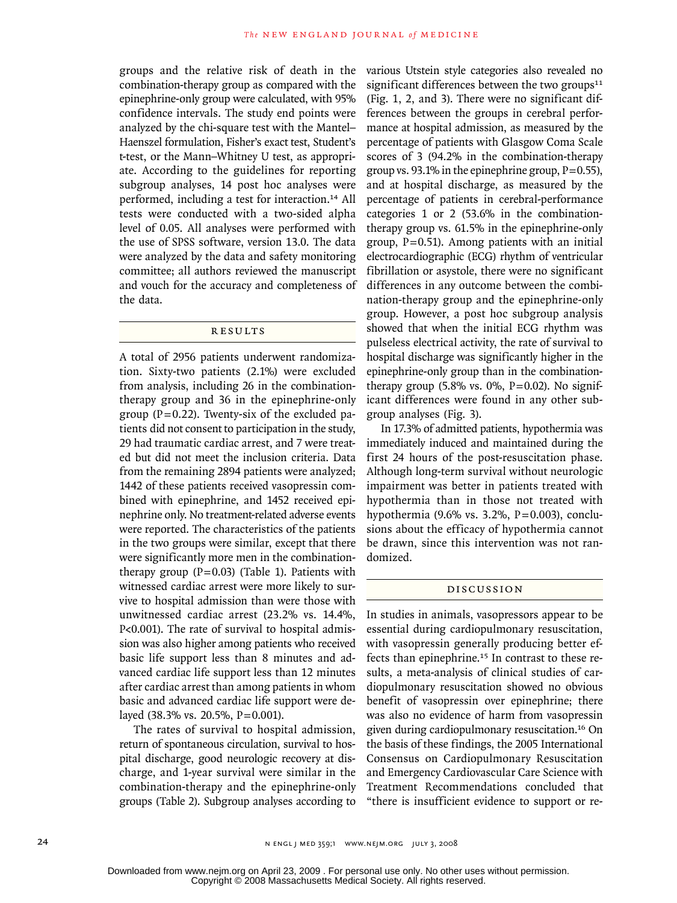groups and the relative risk of death in the combination-therapy group as compared with the epinephrine-only group were calculated, with 95% confidence intervals. The study end points were analyzed by the chi-square test with the Mantel–Haenszel formulation, Fisher's exact test, Student's t-test, or the Mann–Whitney U test, as appropriate. According to the guidelines for reporting subgroup analyses, 14 post hoc analyses were performed, including a test for interaction.[14] All tests were conducted with a two-sided alpha level of 0.05. All analyses were performed with the use of SPSS software, version 13.0. The data were analyzed by the data and safety monitoring committee; all authors reviewed the manuscript and vouch for the accuracy and completeness of the data.

## RESULTS

A total of 2956 patients underwent randomization. Sixty-two patients (2.1%) were excluded from analysis, including 26 in the combination-therapy group and 36 in the epinephrine-only group (P=0.22). Twenty-six of the excluded patients did not consent to participation in the study, 29 had traumatic cardiac arrest, and 7 were treated but did not meet the inclusion criteria. Data from the remaining 2894 patients were analyzed; 1442 of these patients received vasopressin combined with epinephrine, and 1452 received epinephrine only. No treatment-related adverse events were reported. The characteristics of the patients in the two groups were similar, except that there were significantly more men in the combination-therapy group (P=0.03) (Table 1). Patients with witnessed cardiac arrest were more likely to survive to hospital admission than were those with unwitnessed cardiac arrest (23.2% vs. 14.4%, P<0.001). The rate of survival to hospital admission was also higher among patients who received basic life support less than 8 minutes and advanced cardiac life support less than 12 minutes after cardiac arrest than among patients in whom basic and advanced cardiac life support were delayed (38.3% vs. 20.5%, P=0.001).

The rates of survival to hospital admission, return of spontaneous circulation, survival to hospital discharge, good neurologic recovery at discharge, and 1-year survival were similar in the combination-therapy and the epinephrine-only groups (Table 2). Subgroup analyses according to various Utstein style categories also revealed no significant differences between the two groups[11] (Fig. 1, 2, and 3). There were no significant differences between the groups in cerebral performance at hospital admission, as measured by the percentage of patients with Glasgow Coma Scale scores of 3 (94.2% in the combination-therapy group vs. 93.1% in the epinephrine group, P=0.55), and at hospital discharge, as measured by the percentage of patients in cerebral-performance categories 1 or 2 (53.6% in the combination-therapy group vs. 61.5% in the epinephrine-only group, P=0.51). Among patients with an initial electrocardiographic (ECG) rhythm of ventricular fibrillation or asystole, there were no significant differences in any outcome between the combination-therapy group and the epinephrine-only group. However, a post hoc subgroup analysis showed that when the initial ECG rhythm was pulseless electrical activity, the rate of survival to hospital discharge was significantly higher in the epinephrine-only group than in the combination-therapy group (5.8% vs. 0%, P=0.02). No significant differences were found in any other subgroup analyses (Fig. 3).

In 17.3% of admitted patients, hypothermia was immediately induced and maintained during the first 24 hours of the post-resuscitation phase. Although long-term survival without neurologic impairment was better in patients treated with hypothermia than in those not treated with hypothermia (9.6% vs. 3.2%, P=0.003), conclusions about the efficacy of hypothermia cannot be drawn, since this intervention was not randomized.

## DISCUSSION

In studies in animals, vasopressors appear to be essential during cardiopulmonary resuscitation, with vasopressin generally producing better effects than epinephrine.[15] In contrast to these results, a meta-analysis of clinical studies of cardiopulmonary resuscitation showed no obvious benefit of vasopressin over epinephrine; there was also no evidence of harm from vasopressin given during cardiopulmonary resuscitation.[16] On the basis of these findings, the 2005 International Consensus on Cardiopulmonary Resuscitation and Emergency Cardiovascular Care Science with Treatment Recommendations concluded that "there is insufficient evidence to support or re-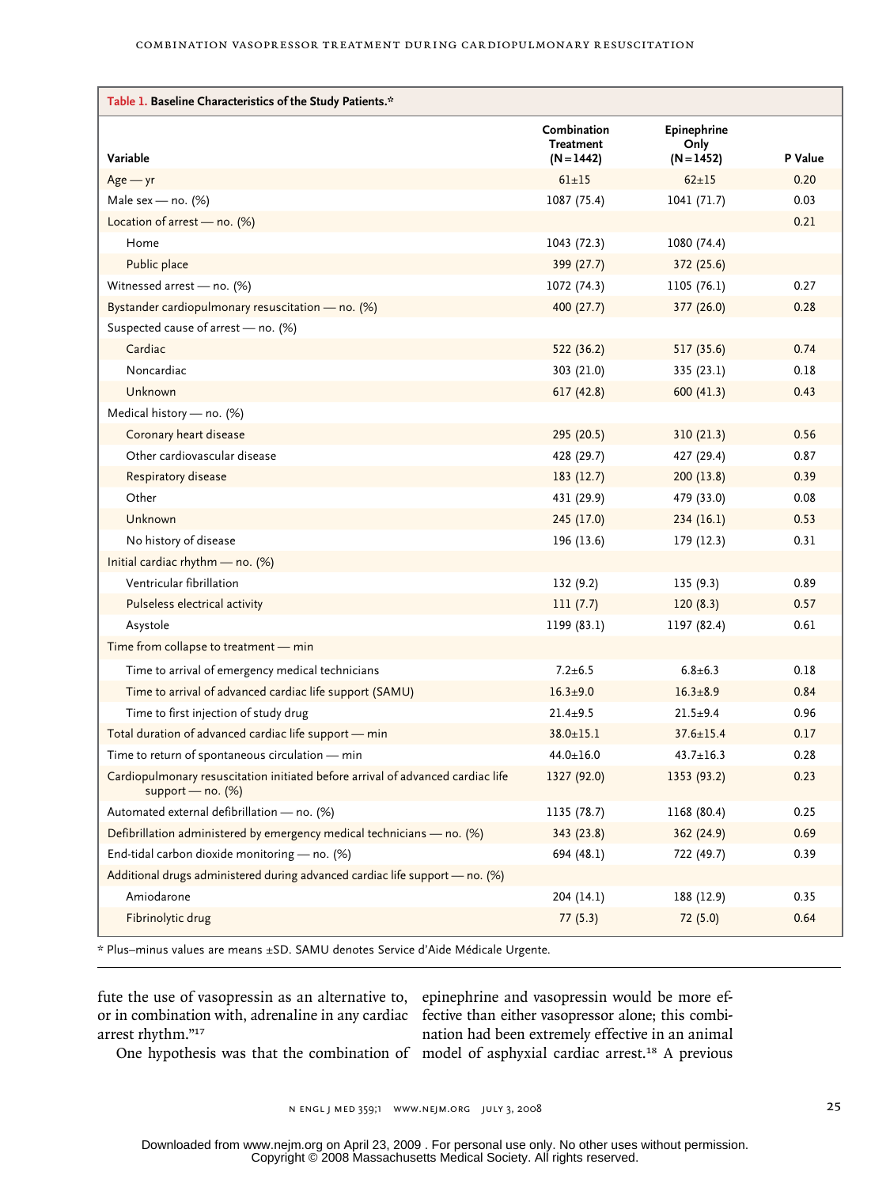**Table 1. Baseline Characteristics of the Study Patients.***

| Variable | Combination Treatment (N=1442) | Epinephrine Only (N=1452) | P Value |
|---|---|---|---|
| Age — yr | 61±15 | 62±15 | 0.20 |
| Male sex — no. (%) | 1087 (75.4) | 1041 (71.7) | 0.03 |
| Location of arrest — no. (%) | | | 0.21 |
| Home | 1043 (72.3) | 1080 (74.4) | |
| Public place | 399 (27.7) | 372 (25.6) | |
| Witnessed arrest — no. (%) | 1072 (74.3) | 1105 (76.1) | 0.27 |
| Bystander cardiopulmonary resuscitation — no. (%) | 400 (27.7) | 377 (26.0) | 0.28 |
| Suspected cause of arrest — no. (%) | | | |
| Cardiac | 522 (36.2) | 517 (35.6) | 0.74 |
| Noncardiac | 303 (21.0) | 335 (23.1) | 0.18 |
| Unknown | 617 (42.8) | 600 (41.3) | 0.43 |
| Medical history — no. (%) | | | |
| Coronary heart disease | 295 (20.5) | 310 (21.3) | 0.56 |
| Other cardiovascular disease | 428 (29.7) | 427 (29.4) | 0.87 |
| Respiratory disease | 183 (12.7) | 200 (13.8) | 0.39 |
| Other | 431 (29.9) | 479 (33.0) | 0.08 |
| Unknown | 245 (17.0) | 234 (16.1) | 0.53 |
| No history of disease | 196 (13.6) | 179 (12.3) | 0.31 |
| Initial cardiac rhythm — no. (%) | | | |
| Ventricular fibrillation | 132 (9.2) | 135 (9.3) | 0.89 |
| Pulseless electrical activity | 111 (7.7) | 120 (8.3) | 0.57 |
| Asystole | 1199 (83.1) | 1197 (82.4) | 0.61 |
| Time from collapse to treatment — min | | | |
| Time to arrival of emergency medical technicians | 7.2±6.5 | 6.8±6.3 | 0.18 |
| Time to arrival of advanced cardiac life support (SAMU) | 16.3±9.0 | 16.3±8.9 | 0.84 |
| Time to first injection of study drug | 21.4±9.5 | 21.5±9.4 | 0.96 |
| Total duration of advanced cardiac life support — min | 38.0±15.1 | 37.6±15.4 | 0.17 |
| Time to return of spontaneous circulation — min | 44.0±16.0 | 43.7±16.3 | 0.28 |
| Cardiopulmonary resuscitation initiated before arrival of advanced cardiac life support — no. (%) | 1327 (92.0) | 1353 (93.2) | 0.23 |
| Automated external defibrillation — no. (%) | 1135 (78.7) | 1168 (80.4) | 0.25 |
| Defibrillation administered by emergency medical technicians — no. (%) | 343 (23.8) | 362 (24.9) | 0.69 |
| End-tidal carbon dioxide monitoring — no. (%) | 694 (48.1) | 722 (49.7) | 0.39 |
| Additional drugs administered during advanced cardiac life support — no. (%) | | | |
| Amiodarone | 204 (14.1) | 188 (12.9) | 0.35 |
| Fibrinolytic drug | 77 (5.3) | 72 (5.0) | 0.64 |

* Plus–minus values are means ±SD. SAMU denotes Service d'Aide Médicale Urgente.

fute the use of vasopressin as an alternative to, or in combination with, adrenaline in any cardiac arrest rhythm."[17]

One hypothesis was that the combination of epinephrine and vasopressin would be more effective than either vasopressor alone; this combination had been extremely effective in an animal model of asphyxial cardiac arrest.[18] A previous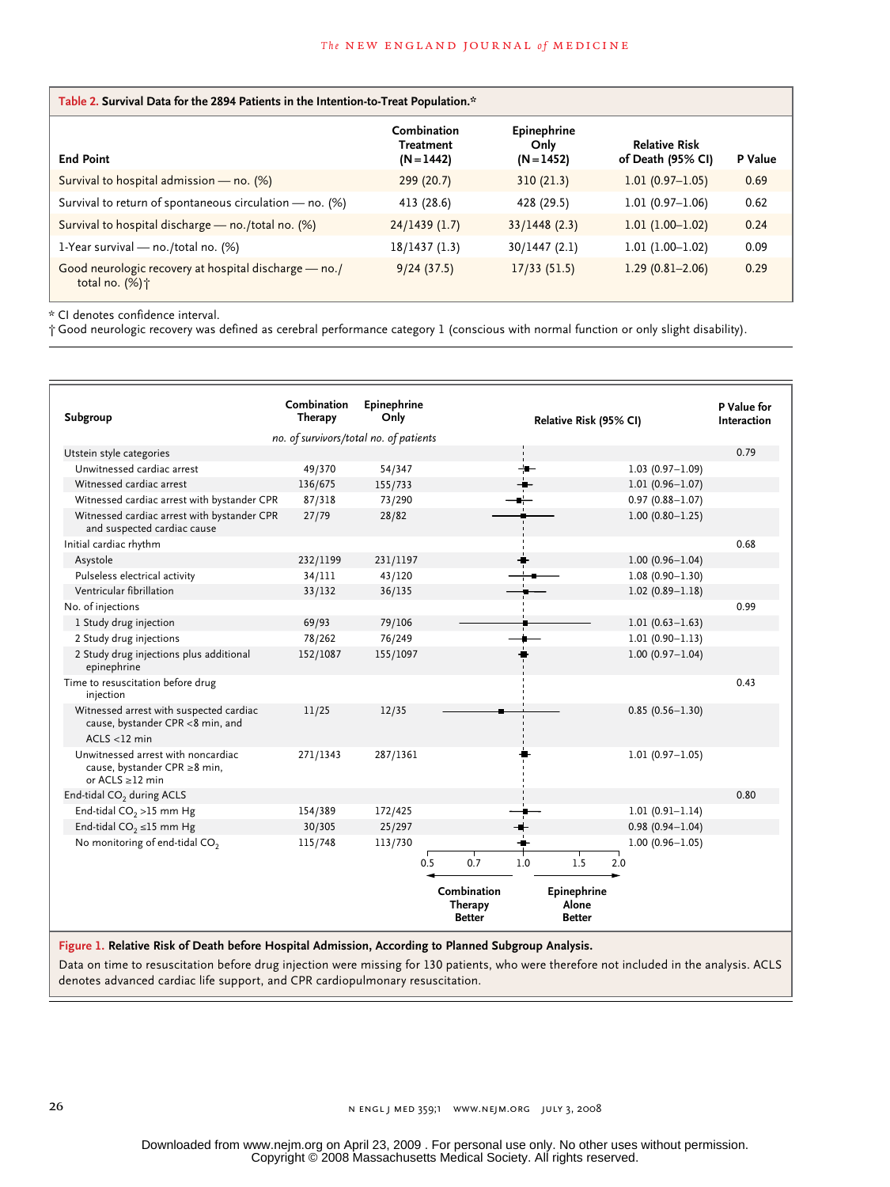**Table 2. Survival Data for the 2894 Patients in the Intention-to-Treat Population.***

| End Point | Combination Treatment (N=1442) | Epinephrine Only (N=1452) | Relative Risk of Death (95% CI) | P Value |
|---|---|---|---|---|
| Survival to hospital admission — no. (%) | 299 (20.7) | 310 (21.3) | 1.01 (0.97–1.05) | 0.69 |
| Survival to return of spontaneous circulation — no. (%) | 413 (28.6) | 428 (29.5) | 1.01 (0.97–1.06) | 0.62 |
| Survival to hospital discharge — no./total no. (%) | 24/1439 (1.7) | 33/1448 (2.3) | 1.01 (1.00–1.02) | 0.24 |
| 1-Year survival — no./total no. (%) | 18/1437 (1.3) | 30/1447 (2.1) | 1.01 (1.00–1.02) | 0.09 |
| Good neurologic recovery at hospital discharge — no./total no. (%)† | 9/24 (37.5) | 17/33 (51.5) | 1.29 (0.81–2.06) | 0.29 |

\* CI denotes confidence interval.

† Good neurologic recovery was defined as cerebral performance category 1 (conscious with normal function or only slight disability).

| Subgroup | Combination Therapy | Epinephrine Only | Relative Risk (95% CI) | P Value for Interaction |
|---|---|---|---|---|
| | *no. of survivors/total no. of patients* | | | |
| Utstein style categories | | | | 0.79 |
| Unwitnessed cardiac arrest | 49/370 | 54/347 | 1.03 (0.97–1.09) | |
| Witnessed cardiac arrest | 136/675 | 155/733 | 1.01 (0.96–1.07) | |
| Witnessed cardiac arrest with bystander CPR | 87/318 | 73/290 | 0.97 (0.88–1.07) | |
| Witnessed cardiac arrest with bystander CPR and suspected cardiac cause | 27/79 | 28/82 | 1.00 (0.80–1.25) | |
| Initial cardiac rhythm | | | | 0.68 |
| Asystole | 232/1199 | 231/1197 | 1.00 (0.96–1.04) | |
| Pulseless electrical activity | 34/111 | 43/120 | 1.08 (0.90–1.30) | |
| Ventricular fibrillation | 33/132 | 36/135 | 1.02 (0.89–1.18) | |
| No. of injections | | | | 0.99 |
| 1 Study drug injection | 69/93 | 79/106 | 1.01 (0.63–1.63) | |
| 2 Study drug injections | 78/262 | 76/249 | 1.01 (0.90–1.13) | |
| 2 Study drug injections plus additional epinephrine | 152/1087 | 155/1097 | 1.00 (0.97–1.04) | |
| Time to resuscitation before drug injection | | | | 0.43 |
| Witnessed arrest with suspected cardiac cause, bystander CPR <8 min, and ACLS <12 min | 11/25 | 12/35 | 0.85 (0.56–1.30) | |
| Unwitnessed arrest with noncardiac cause, bystander CPR ≥8 min, or ACLS ≥12 min | 271/1343 | 287/1361 | 1.01 (0.97–1.05) | |
| End-tidal $CO_2$ during ACLS | | | | 0.80 |
| End-tidal $CO_2$ >15 mm Hg | 154/389 | 172/425 | 1.01 (0.91–1.14) | |
| End-tidal $CO_2$ ≤15 mm Hg | 30/305 | 25/297 | 0.98 (0.94–1.04) | |
| No monitoring of end-tidal $CO_2$ | 115/748 | 113/730 | 1.00 (0.96–1.05) | |

(Axis: 0.5, 0.7, 1.0, 1.5, 2.0 — ← Combination Therapy Better | Epinephrine Alone Better →)

**Figure 1. Relative Risk of Death before Hospital Admission, According to Planned Subgroup Analysis.**

Data on time to resuscitation before drug injection were missing for 130 patients, who were therefore not included in the analysis. ACLS denotes advanced cardiac life support, and CPR cardiopulmonary resuscitation.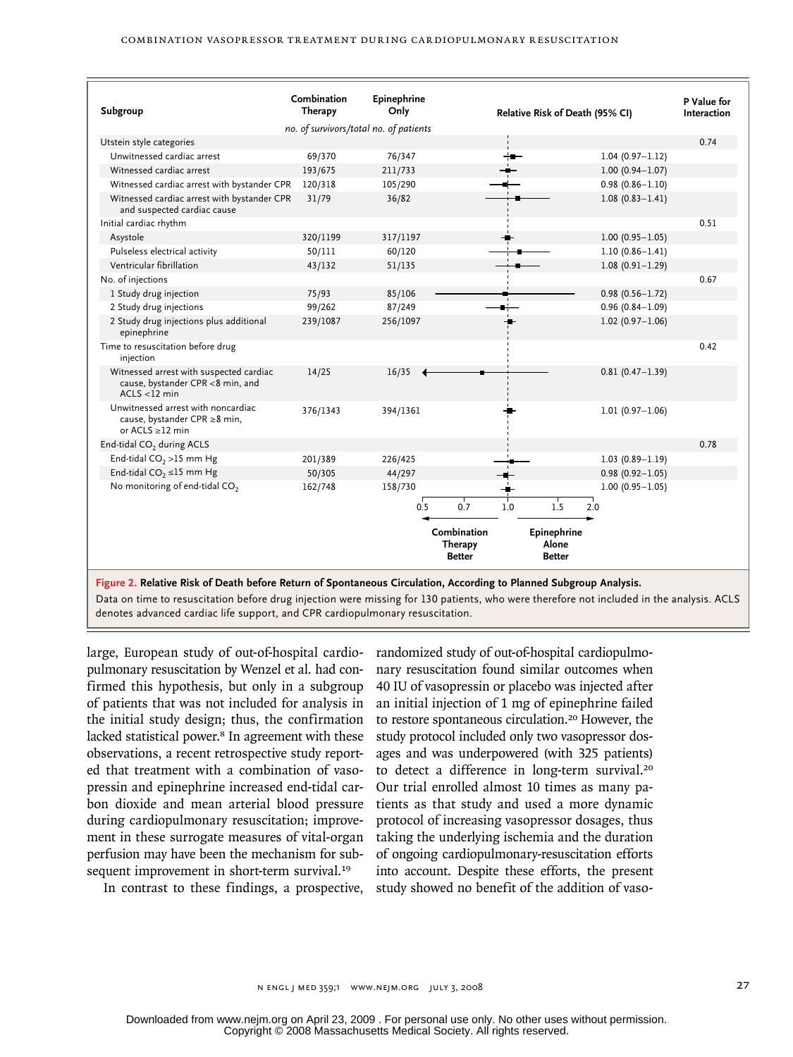| Subgroup | Combination Therapy | Epinephrine Only | Relative Risk of Death (95% CI) | P Value for Interaction |
|---|---|---|---|---|
| | *no. of survivors/total no. of patients* | | | |
| Utstein style categories | | | | 0.74 |
| Unwitnessed cardiac arrest | 69/370 | 76/347 | 1.04 (0.97–1.12) | |
| Witnessed cardiac arrest | 193/675 | 211/733 | 1.00 (0.94–1.07) | |
| Witnessed cardiac arrest with bystander CPR | 120/318 | 105/290 | 0.98 (0.86–1.10) | |
| Witnessed cardiac arrest with bystander CPR and suspected cardiac cause | 31/79 | 36/82 | 1.08 (0.83–1.41) | |
| Initial cardiac rhythm | | | | 0.51 |
| Asystole | 320/1199 | 317/1197 | 1.00 (0.95–1.05) | |
| Pulseless electrical activity | 50/111 | 60/120 | 1.10 (0.86–1.41) | |
| Ventricular fibrillation | 43/132 | 51/135 | 1.08 (0.91–1.29) | |
| No. of injections | | | | 0.67 |
| 1 Study drug injection | 75/93 | 85/106 | 0.98 (0.56–1.72) | |
| 2 Study drug injections | 99/262 | 87/249 | 0.96 (0.84–1.09) | |
| 2 Study drug injections plus additional epinephrine | 239/1087 | 256/1097 | 1.02 (0.97–1.06) | |
| Time to resuscitation before drug injection | | | | 0.42 |
| Witnessed arrest with suspected cardiac cause, bystander CPR <8 min, and ACLS <12 min | 14/25 | 16/35 | 0.81 (0.47–1.39) | |
| Unwitnessed arrest with noncardiac cause, bystander CPR ≥8 min, or ACLS ≥12 min | 376/1343 | 394/1361 | 1.01 (0.97–1.06) | |
| End-tidal $CO_2$ during ACLS | | | | 0.78 |
| End-tidal $CO_2$ >15 mm Hg | 201/389 | 226/425 | 1.03 (0.89–1.19) | |
| End-tidal $CO_2$ ≤15 mm Hg | 50/305 | 44/297 | 0.98 (0.92–1.05) | |
| No monitoring of end-tidal $CO_2$ | 162/748 | 158/730 | 1.00 (0.95–1.05) | |

(Axis: 0.5, 0.7, 1.0, 1.5, 2.0; ← Combination Therapy Better | Epinephrine Alone Better →)

**Figure 2. Relative Risk of Death before Return of Spontaneous Circulation, According to Planned Subgroup Analysis.**

Data on time to resuscitation before drug injection were missing for 130 patients, who were therefore not included in the analysis. ACLS denotes advanced cardiac life support, and CPR cardiopulmonary resuscitation.

large, European study of out-of-hospital cardiopulmonary resuscitation by Wenzel et al. had confirmed this hypothesis, but only in a subgroup of patients that was not included for analysis in the initial study design; thus, the confirmation lacked statistical power.[8] In agreement with these observations, a recent retrospective study reported that treatment with a combination of vasopressin and epinephrine increased end-tidal carbon dioxide and mean arterial blood pressure during cardiopulmonary resuscitation; improvement in these surrogate measures of vital-organ perfusion may have been the mechanism for subsequent improvement in short-term survival.[19]

In contrast to these findings, a prospective, randomized study of out-of-hospital cardiopulmonary resuscitation found similar outcomes when 40 IU of vasopressin or placebo was injected after an initial injection of 1 mg of epinephrine failed to restore spontaneous circulation.[20] However, the study protocol included only two vasopressor dosages and was underpowered (with 325 patients) to detect a difference in long-term survival.[20] Our trial enrolled almost 10 times as many patients as that study and used a more dynamic protocol of increasing vasopressor dosages, thus taking the underlying ischemia and the duration of ongoing cardiopulmonary-resuscitation efforts into account. Despite these efforts, the present study showed no benefit of the addition of vaso-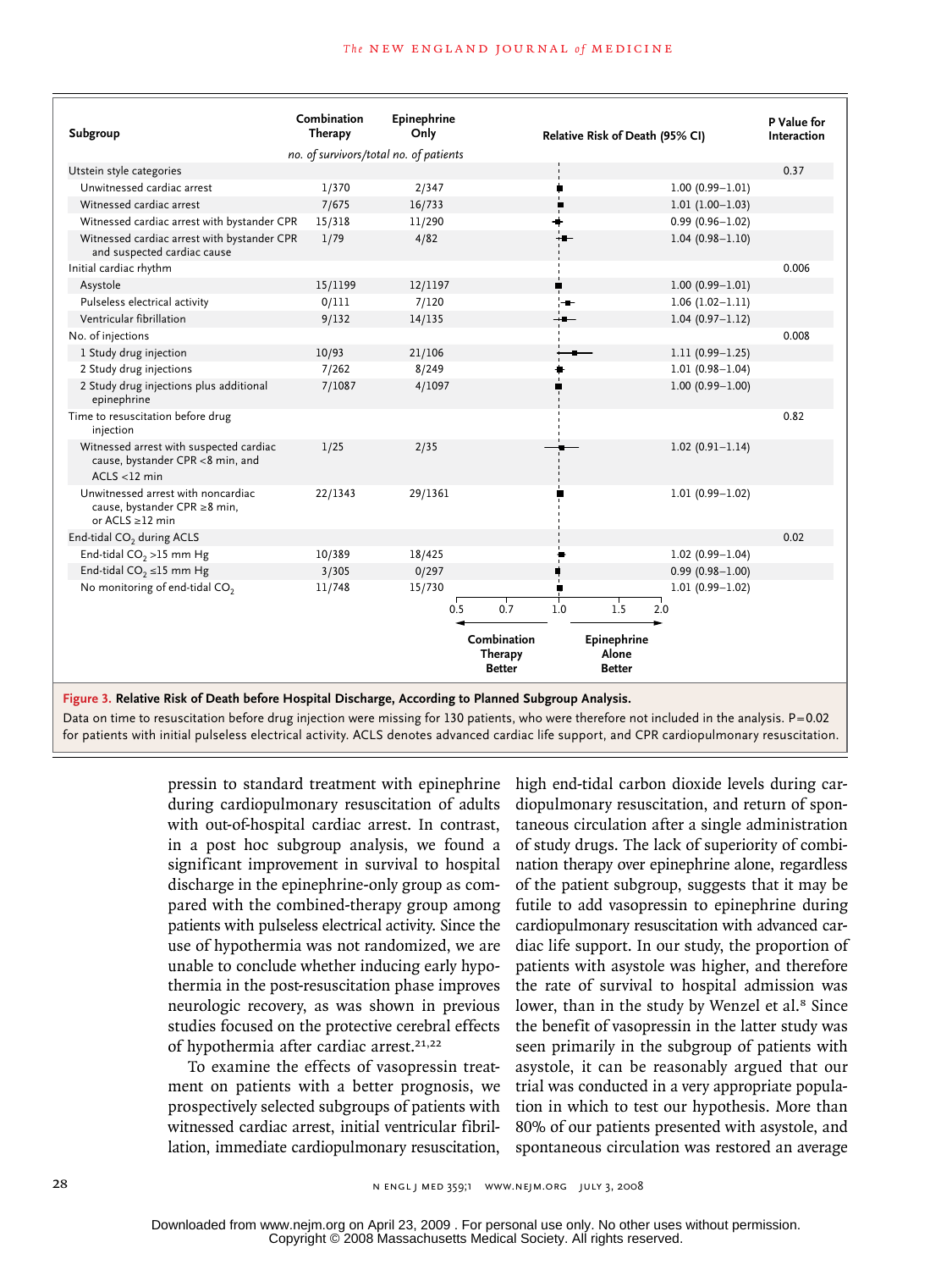| Subgroup | Combination Therapy | Epinephrine Only | Relative Risk of Death (95% CI) | P Value for Interaction |
|---|---|---|---|---|
| | no. of survivors/total no. of patients | | | |
| Utstein style categories | | | | 0.37 |
| Unwitnessed cardiac arrest | 1/370 | 2/347 | 1.00 (0.99–1.01) | |
| Witnessed cardiac arrest | 7/675 | 16/733 | 1.01 (1.00–1.03) | |
| Witnessed cardiac arrest with bystander CPR | 15/318 | 11/290 | 0.99 (0.96–1.02) | |
| Witnessed cardiac arrest with bystander CPR and suspected cardiac cause | 1/79 | 4/82 | 1.04 (0.98–1.10) | |
| Initial cardiac rhythm | | | | 0.006 |
| Asystole | 15/1199 | 12/1197 | 1.00 (0.99–1.01) | |
| Pulseless electrical activity | 0/111 | 7/120 | 1.06 (1.02–1.11) | |
| Ventricular fibrillation | 9/132 | 14/135 | 1.04 (0.97–1.12) | |
| No. of injections | | | | 0.008 |
| 1 Study drug injection | 10/93 | 21/106 | 1.11 (0.99–1.25) | |
| 2 Study drug injections | 7/262 | 8/249 | 1.01 (0.98–1.04) | |
| 2 Study drug injections plus additional epinephrine | 7/1087 | 4/1097 | 1.00 (0.99–1.00) | |
| Time to resuscitation before drug injection | | | | 0.82 |
| Witnessed arrest with suspected cardiac cause, bystander CPR <8 min, and ACLS <12 min | 1/25 | 2/35 | 1.02 (0.91–1.14) | |
| Unwitnessed arrest with noncardiac cause, bystander CPR ≥8 min, or ACLS ≥12 min | 22/1343 | 29/1361 | 1.01 (0.99–1.02) | |
| End-tidal $CO_2$ during ACLS | | | | 0.02 |
| End-tidal $CO_2$ >15 mm Hg | 10/389 | 18/425 | 1.02 (0.99–1.04) | |
| End-tidal $CO_2$ ≤15 mm Hg | 3/305 | 0/297 | 0.99 (0.98–1.00) | |
| No monitoring of end-tidal $CO_2$ | 11/748 | 15/730 | 1.01 (0.99–1.02) | |

(Axis: 0.5, 0.7, 1.0, 1.5, 2.0 — Combination Therapy Better ← → Epinephrine Alone Better)

**Figure 3. Relative Risk of Death before Hospital Discharge, According to Planned Subgroup Analysis.**

Data on time to resuscitation before drug injection were missing for 130 patients, who were therefore not included in the analysis. P=0.02 for patients with initial pulseless electrical activity. ACLS denotes advanced cardiac life support, and CPR cardiopulmonary resuscitation.

pressin to standard treatment with epinephrine during cardiopulmonary resuscitation of adults with out-of-hospital cardiac arrest. In contrast, in a post hoc subgroup analysis, we found a significant improvement in survival to hospital discharge in the epinephrine-only group as compared with the combined-therapy group among patients with pulseless electrical activity. Since the use of hypothermia was not randomized, we are unable to conclude whether inducing early hypothermia in the post-resuscitation phase improves neurologic recovery, as was shown in previous studies focused on the protective cerebral effects of hypothermia after cardiac arrest.[21,22]

To examine the effects of vasopressin treatment on patients with a better prognosis, we prospectively selected subgroups of patients with witnessed cardiac arrest, initial ventricular fibrillation, immediate cardiopulmonary resuscitation, high end-tidal carbon dioxide levels during cardiopulmonary resuscitation, and return of spontaneous circulation after a single administration of study drugs. The lack of superiority of combination therapy over epinephrine alone, regardless of the patient subgroup, suggests that it may be futile to add vasopressin to epinephrine during cardiopulmonary resuscitation with advanced cardiac life support. In our study, the proportion of patients with asystole was higher, and therefore the rate of survival to hospital admission was lower, than in the study by Wenzel et al.[8] Since the benefit of vasopressin in the latter study was seen primarily in the subgroup of patients with asystole, it can be reasonably argued that our trial was conducted in a very appropriate population in which to test our hypothesis. More than 80% of our patients presented with asystole, and spontaneous circulation was restored an average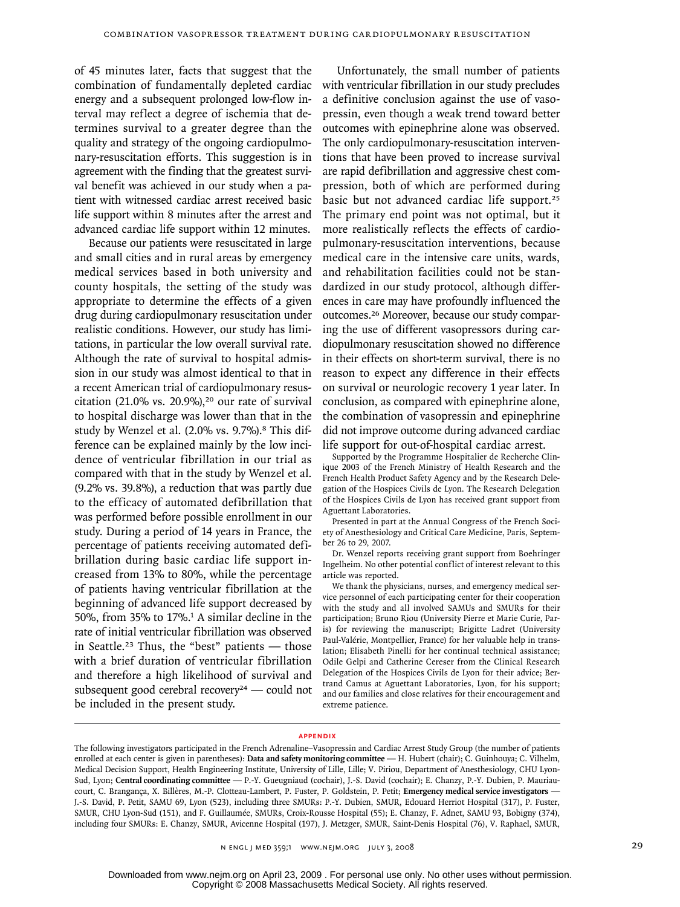of 45 minutes later, facts that suggest that the combination of fundamentally depleted cardiac energy and a subsequent prolonged low-flow interval may reflect a degree of ischemia that determines survival to a greater degree than the quality and strategy of the ongoing cardiopulmonary-resuscitation efforts. This suggestion is in agreement with the finding that the greatest survival benefit was achieved in our study when a patient with witnessed cardiac arrest received basic life support within 8 minutes after the arrest and advanced cardiac life support within 12 minutes.

Because our patients were resuscitated in large and small cities and in rural areas by emergency medical services based in both university and county hospitals, the setting of the study was appropriate to determine the effects of a given drug during cardiopulmonary resuscitation under realistic conditions. However, our study has limitations, in particular the low overall survival rate. Although the rate of survival to hospital admission in our study was almost identical to that in a recent American trial of cardiopulmonary resuscitation (21.0% vs. 20.9%),[20] our rate of survival to hospital discharge was lower than that in the study by Wenzel et al. (2.0% vs. 9.7%).[8] This difference can be explained mainly by the low incidence of ventricular fibrillation in our trial as compared with that in the study by Wenzel et al. (9.2% vs. 39.8%), a reduction that was partly due to the efficacy of automated defibrillation that was performed before possible enrollment in our study. During a period of 14 years in France, the percentage of patients receiving automated defibrillation during basic cardiac life support increased from 13% to 80%, while the percentage of patients having ventricular fibrillation at the beginning of advanced life support decreased by 50%, from 35% to 17%.[1] A similar decline in the rate of initial ventricular fibrillation was observed in Seattle.[23] Thus, the "best" patients — those with a brief duration of ventricular fibrillation and therefore a high likelihood of survival and subsequent good cerebral recovery[24] — could not be included in the present study.

Unfortunately, the small number of patients with ventricular fibrillation in our study precludes a definitive conclusion against the use of vasopressin, even though a weak trend toward better outcomes with epinephrine alone was observed. The only cardiopulmonary-resuscitation interventions that have been proved to increase survival are rapid defibrillation and aggressive chest compression, both of which are performed during basic but not advanced cardiac life support.[25] The primary end point was not optimal, but it more realistically reflects the effects of cardiopulmonary-resuscitation interventions, because medical care in the intensive care units, wards, and rehabilitation facilities could not be standardized in our study protocol, although differences in care may have profoundly influenced the outcomes.[26] Moreover, because our study comparing the use of different vasopressors during cardiopulmonary resuscitation showed no difference in their effects on short-term survival, there is no reason to expect any difference in their effects on survival or neurologic recovery 1 year later. In conclusion, as compared with epinephrine alone, the combination of vasopressin and epinephrine did not improve outcome during advanced cardiac life support for out-of-hospital cardiac arrest.

Supported by the Programme Hospitalier de Recherche Clinique 2003 of the French Ministry of Health Research and the French Health Product Safety Agency and by the Research Delegation of the Hospices Civils de Lyon. The Research Delegation of the Hospices Civils de Lyon has received grant support from Aguettant Laboratories.

Presented in part at the Annual Congress of the French Society of Anesthesiology and Critical Care Medicine, Paris, September 26 to 29, 2007.

Dr. Wenzel reports receiving grant support from Boehringer Ingelheim. No other potential conflict of interest relevant to this article was reported.

We thank the physicians, nurses, and emergency medical service personnel of each participating center for their cooperation with the study and all involved SAMUs and SMURs for their participation; Bruno Riou (University Pierre et Marie Curie, Paris) for reviewing the manuscript; Brigitte Ladret (University Paul-Valérie, Montpellier, France) for her valuable help in translation; Elisabeth Pinelli for her continual technical assistance; Odile Gelpi and Catherine Cereser from the Clinical Research Delegation of the Hospices Civils de Lyon for their advice; Bertrand Camus at Aguettant Laboratories, Lyon, for his support; and our families and close relatives for their encouragement and extreme patience.

## APPENDIX

The following investigators participated in the French Adrenaline–Vasopressin and Cardiac Arrest Study Group (the number of patients enrolled at each center is given in parentheses): **Data and safety monitoring committee** — H. Hubert (chair); C. Guinhouya; C. Vilhelm, Medical Decision Support, Health Engineering Institute, University of Lille, Lille; V. Piriou, Department of Anesthesiology, CHU Lyon-Sud, Lyon; **Central coordinating committee** — P.-Y. Gueugniaud (cochair), J.-S. David (cochair); E. Chanzy, P.-Y. Dubien, P. Mauriaucourt, C. Bragança, X. Billères, M.-P. Clotteau-Lambert, P. Fuster, P. Goldstein, P. Petit; **Emergency medical service investigators** — J.-S. David, P. Petit, SAMU 69, Lyon (523), including three SMURs: P.-Y. Dubien, SMUR, Edouard Herriot Hospital (317), P. Fuster, SMUR, CHU Lyon-Sud (151), and F. Guillaumée, SMURs, Croix-Rousse Hospital (55); E. Chanzy, F. Adnet, SAMU 93, Bobigny (374), including four SMURs: E. Chanzy, SMUR, Avicenne Hospital (197), J. Metzger, SMUR, Saint-Denis Hospital (76), V. Raphael, SMUR,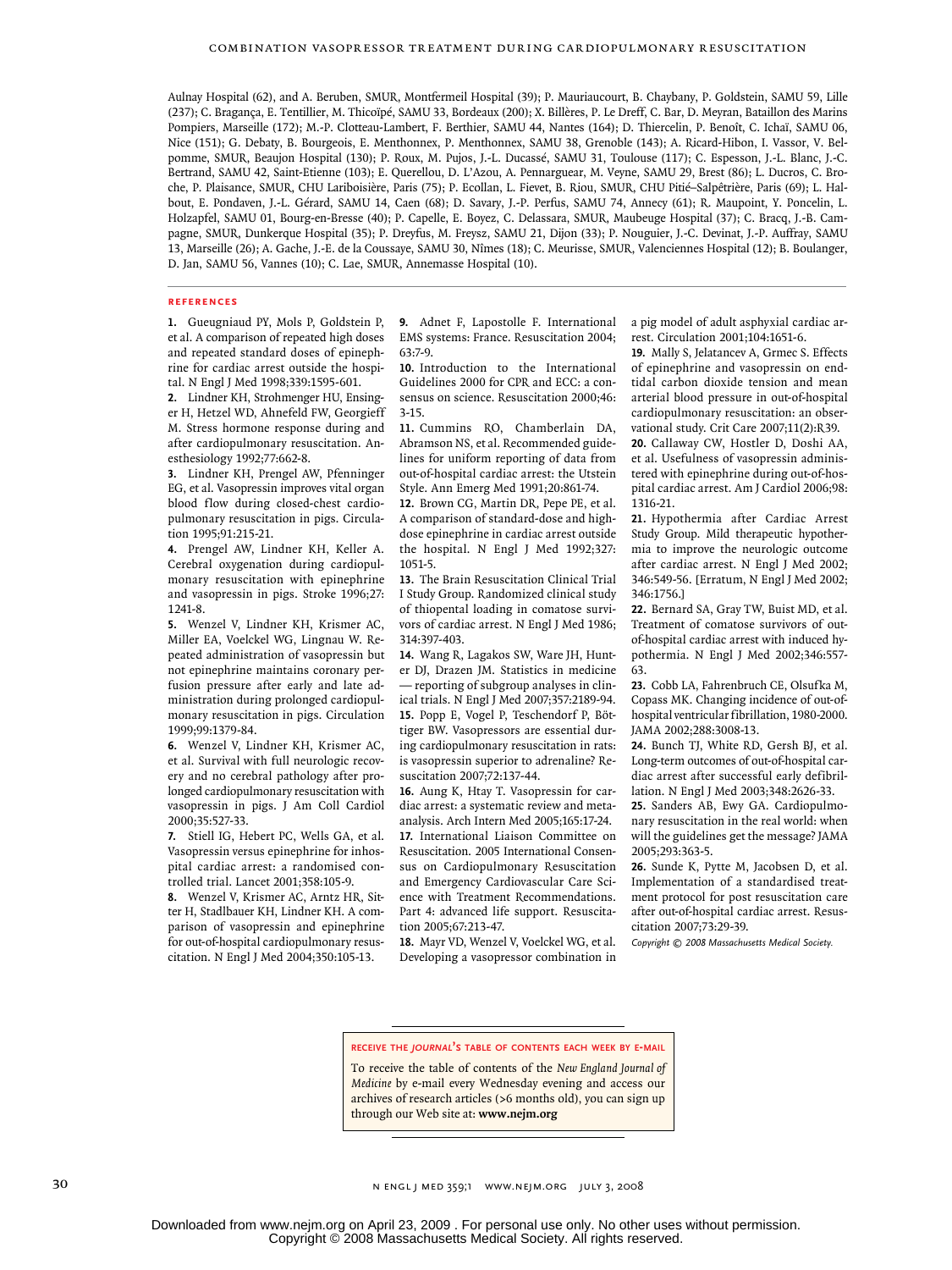Aulnay Hospital (62), and A. Beruben, SMUR, Montfermeil Hospital (39); P. Mauriaucourt, B. Chaybany, P. Goldstein, SAMU 59, Lille (237); C. Bragança, E. Tentillier, M. Thicoïpé, SAMU 33, Bordeaux (200); X. Billères, P. Le Dreff, C. Bar, D. Meyran, Bataillon des Marins Pompiers, Marseille (172); M.-P. Clotteau-Lambert, F. Berthier, SAMU 44, Nantes (164); D. Thiercelin, P. Benoît, C. Ichaï, SAMU 06, Nice (151); G. Debaty, B. Bourgeois, E. Menthonnex, P. Menthonnex, SAMU 38, Grenoble (143); A. Ricard-Hibon, I. Vassor, V. Belpomme, SMUR, Beaujon Hospital (130); P. Roux, M. Pujos, J.-L. Ducassé, SAMU 31, Toulouse (117); C. Espesson, J.-L. Blanc, J.-C. Bertrand, SAMU 42, Saint-Etienne (103); E. Querellou, D. L'Azou, A. Pennarguear, M. Veyne, SAMU 29, Brest (86); L. Ducros, C. Broche, P. Plaisance, SMUR, CHU Lariboisière, Paris (75); P. Ecollan, L. Fievet, B. Riou, SMUR, CHU Pitié–Salpêtrière, Paris (69); L. Halbout, E. Pondaven, J.-L. Gérard, SAMU 14, Caen (68); D. Savary, J.-P. Perfus, SAMU 74, Annecy (61); R. Maupoint, Y. Poncelin, L. Holzapfel, SAMU 01, Bourg-en-Bresse (40); P. Capelle, E. Boyez, C. Delassara, SMUR, Maubeuge Hospital (37); C. Bracq, J.-B. Campagne, SMUR, Dunkerque Hospital (35); P. Dreyfus, M. Freysz, SAMU 21, Dijon (33); P. Nouguier, J.-C. Devinat, J.-P. Auffray, SAMU 13, Marseille (26); A. Gache, J.-E. de la Coussaye, SAMU 30, Nîmes (18); C. Meurisse, SMUR, Valenciennes Hospital (12); B. Boulanger, D. Jan, SAMU 56, Vannes (10); C. Lae, SMUR, Annemasse Hospital (10).

## References

1. Gueugniaud PY, Mols P, Goldstein P, et al. A comparison of repeated high doses and repeated standard doses of epinephrine for cardiac arrest outside the hospital. N Engl J Med 1998;339:1595-601.
2. Lindner KH, Strohmenger HU, Ensinger H, Hetzel WD, Ahnefeld FW, Georgieff M. Stress hormone response during and after cardiopulmonary resuscitation. Anesthesiology 1992;77:662-8.
3. Lindner KH, Prengel AW, Pfenninger EG, et al. Vasopressin improves vital organ blood flow during closed-chest cardiopulmonary resuscitation in pigs. Circulation 1995;91:215-21.
4. Prengel AW, Lindner KH, Keller A. Cerebral oxygenation during cardiopulmonary resuscitation with epinephrine and vasopressin in pigs. Stroke 1996;27:1241-8.
5. Wenzel V, Lindner KH, Krismer AC, Miller EA, Voelckel WG, Lingnau W. Repeated administration of vasopressin but not epinephrine maintains coronary perfusion pressure after early and late administration during prolonged cardiopulmonary resuscitation in pigs. Circulation 1999;99:1379-84.
6. Wenzel V, Lindner KH, Krismer AC, et al. Survival with full neurologic recovery and no cerebral pathology after prolonged cardiopulmonary resuscitation with vasopressin in pigs. J Am Coll Cardiol 2000;35:527-33.
7. Stiell IG, Hebert PC, Wells GA, et al. Vasopressin versus epinephrine for inhospital cardiac arrest: a randomised controlled trial. Lancet 2001;358:105-9.
8. Wenzel V, Krismer AC, Arntz HR, Sitter H, Stadlbauer KH, Lindner KH. A comparison of vasopressin and epinephrine for out-of-hospital cardiopulmonary resuscitation. N Engl J Med 2004;350:105-13.
9. Adnet F, Lapostolle F. International EMS systems: France. Resuscitation 2004; 63:7-9.
10. Introduction to the International Guidelines 2000 for CPR and ECC: a consensus on science. Resuscitation 2000;46: 3-15.
11. Cummins RO, Chamberlain DA, Abramson NS, et al. Recommended guidelines for uniform reporting of data from out-of-hospital cardiac arrest: the Utstein Style. Ann Emerg Med 1991;20:861-74.
12. Brown CG, Martin DR, Pepe PE, et al. A comparison of standard-dose and high-dose epinephrine in cardiac arrest outside the hospital. N Engl J Med 1992;327: 1051-5.
13. The Brain Resuscitation Clinical Trial I Study Group. Randomized clinical study of thiopental loading in comatose survivors of cardiac arrest. N Engl J Med 1986; 314:397-403.
14. Wang R, Lagakos SW, Ware JH, Hunter DJ, Drazen JM. Statistics in medicine — reporting of subgroup analyses in clinical trials. N Engl J Med 2007;357:2189-94.
15. Popp E, Vogel P, Teschendorf P, Böttiger BW. Vasopressors are essential during cardiopulmonary resuscitation in rats: is vasopressin superior to adrenaline? Resuscitation 2007;72:137-44.
16. Aung K, Htay T. Vasopressin for cardiac arrest: a systematic review and meta-analysis. Arch Intern Med 2005;165:17-24.
17. International Liaison Committee on Resuscitation. 2005 International Consensus on Cardiopulmonary Resuscitation and Emergency Cardiovascular Care Science with Treatment Recommendations. Part 4: advanced life support. Resuscitation 2005;67:213-47.
18. Mayr VD, Wenzel V, Voelckel WG, et al. Developing a vasopressor combination in a pig model of adult asphyxial cardiac arrest. Circulation 2001;104:1651-6.
19. Mally S, Jelatancev A, Grmec S. Effects of epinephrine and vasopressin on end-tidal carbon dioxide tension and mean arterial blood pressure in out-of-hospital cardiopulmonary resuscitation: an observational study. Crit Care 2007;11(2):R39.
20. Callaway CW, Hostler D, Doshi AA, et al. Usefulness of vasopressin administered with epinephrine during out-of-hospital cardiac arrest. Am J Cardiol 2006;98: 1316-21.
21. Hypothermia after Cardiac Arrest Study Group. Mild therapeutic hypothermia to improve the neurologic outcome after cardiac arrest. N Engl J Med 2002; 346:549-56. [Erratum, N Engl J Med 2002; 346:1756.]
22. Bernard SA, Gray TW, Buist MD, et al. Treatment of comatose survivors of out-of-hospital cardiac arrest with induced hypothermia. N Engl J Med 2002;346:557-63.
23. Cobb LA, Fahrenbruch CE, Olsufka M, Copass MK. Changing incidence of out-of-hospital ventricular fibrillation, 1980-2000. JAMA 2002;288:3008-13.
24. Bunch TJ, White RD, Gersh BJ, et al. Long-term outcomes of out-of-hospital cardiac arrest after successful early defibrillation. N Engl J Med 2003;348:2626-33.
25. Sanders AB, Ewy GA. Cardiopulmonary resuscitation in the real world: when will the guidelines get the message? JAMA 2005;293:363-5.
26. Sunde K, Pytte M, Jacobsen D, et al. Implementation of a standardised treatment protocol for post resuscitation care after out-of-hospital cardiac arrest. Resuscitation 2007;73:29-39.

*Copyright © 2008 Massachusetts Medical Society.*

**RECEIVE THE *JOURNAL*'S TABLE OF CONTENTS EACH WEEK BY E-MAIL**

To receive the table of contents of the *New England Journal of Medicine* by e-mail every Wednesday evening and access our archives of research articles (>6 months old), you can sign up through our Web site at: **www.nejm.org**